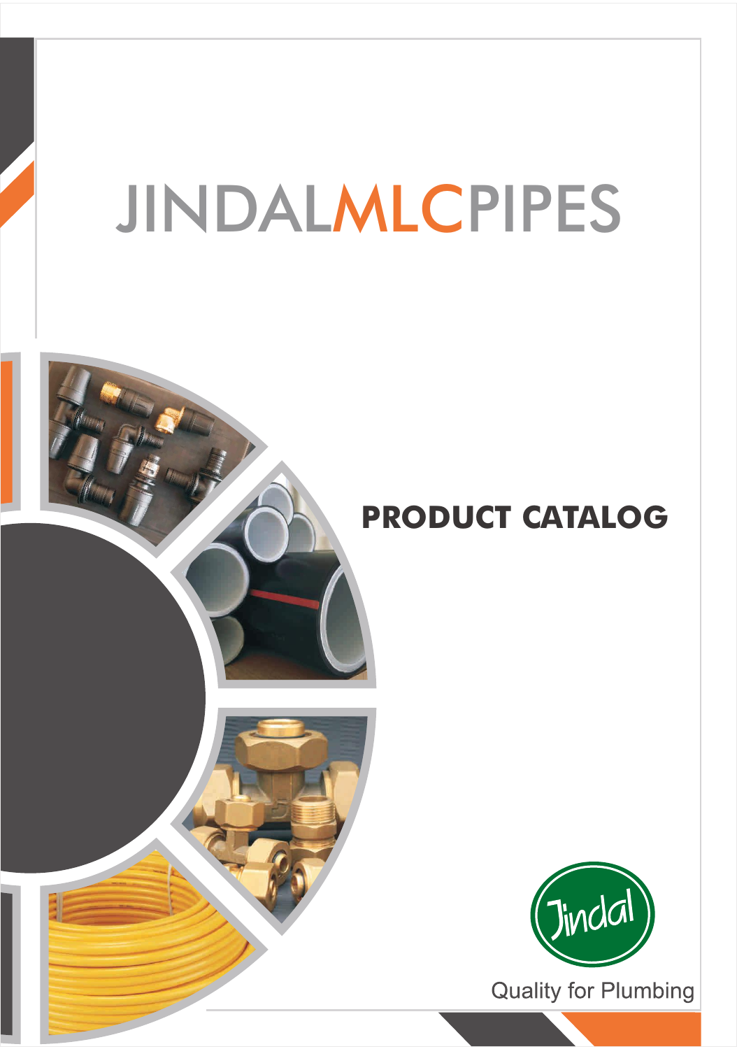# JINDALMLCPIPES

## PRODUCT CATALOG

Jindal

Quality for Plumbing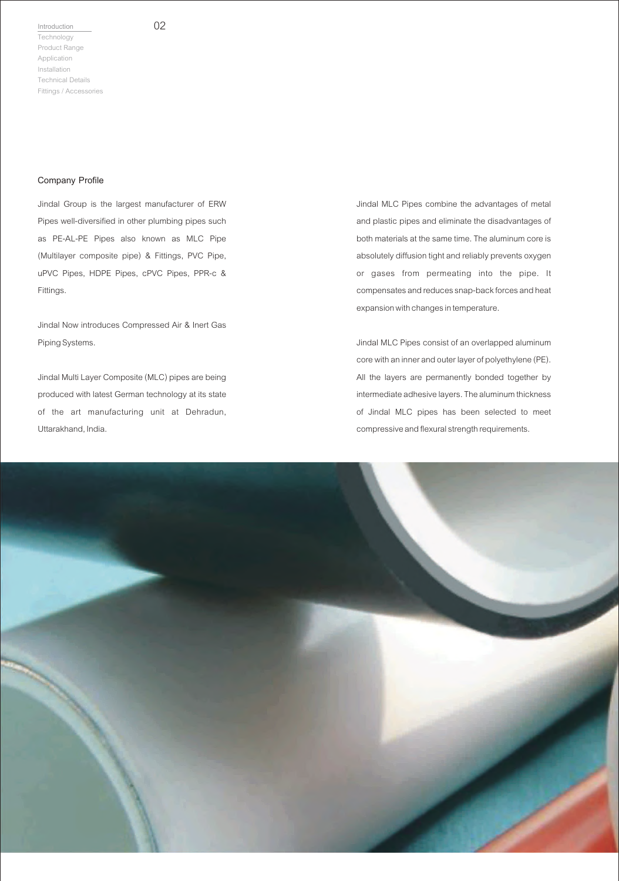## Company Profile

Jindal Group is the largest manufacturer of ERW Pipes well-diversified in other plumbing pipes such as PE-AL-PE Pipes also known as MLC Pipe (Multilayer composite pipe) & Fittings, PVC Pipe, uPVC Pipes, HDPE Pipes, cPVC Pipes, PPR-c & Fittings.

Jindal Now introduces Compressed Air & Inert Gas Piping Systems.

Jindal Multi Layer Composite (MLC) pipes are being produced with latest German technology at its state of the art manufacturing unit at Dehradun, Uttarakhand, India.

Jindal MLC Pipes combine the advantages of metal and plastic pipes and eliminate the disadvantages of both materials at the same time. The aluminum core is absolutely diffusion tight and reliably prevents oxygen or gases from permeating into the pipe. It compensates and reduces snap-back forces and heat expansion with changes in temperature.

Jindal MLC Pipes consist of an overlapped aluminum core with an inner and outer layer of polyethylene (PE). All the layers are permanently bonded together by intermediate adhesive layers. The aluminum thickness of Jindal MLC pipes has been selected to meet compressive and flexural strength requirements.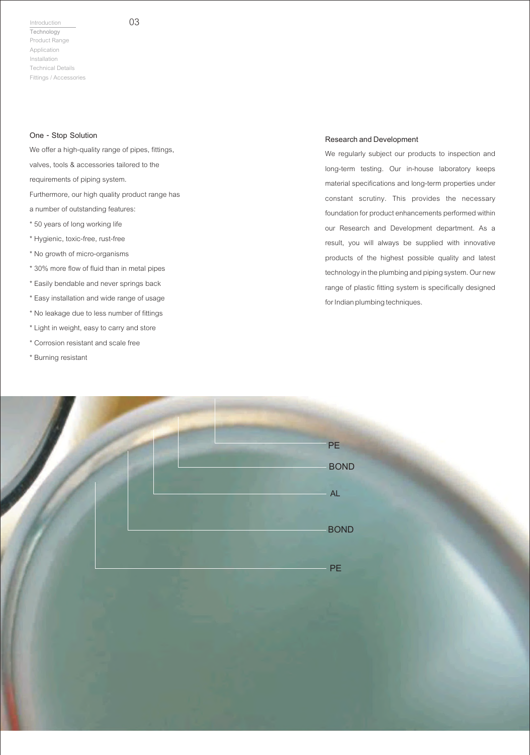## One - Stop Solution

We offer a high-quality range of pipes, fittings, valves, tools & accessories tailored to the requirements of piping system.

Furthermore, our high quality product range has a number of outstanding features:

* 50 years of long working life
* Hygienic, toxic-free, rust-free
* No growth of micro-organisms
* 30% more flow of fluid than in metal pipes
* Easily bendable and never springs back
* Easy installation and wide range of usage
* No leakage due to less number of fittings
* Light in weight, easy to carry and store
* Corrosion resistant and scale free
* Burning resistant

## Research and Development

We regularly subject our products to inspection and long-term testing. Our in-house laboratory keeps material specifications and long-term properties under constant scrutiny. This provides the necessary foundation for product enhancements performed within our Research and Development department. As a result, you will always be supplied with innovative products of the highest possible quality and latest technology in the plumbing and piping system. Our new range of plastic fitting system is specifically designed for Indian plumbing techniques.

PE

BOND

AL

BOND

PE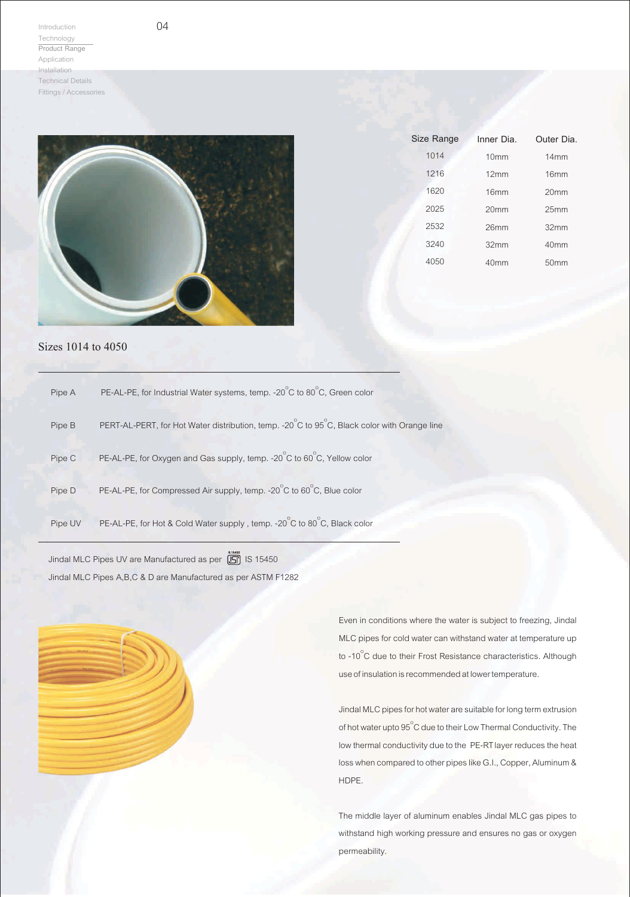| Size Range | Inner Dia. | Outer Dia. |
|---|---|---|
| 1014 | 10mm | 14mm |
| 1216 | 12mm | 16mm |
| 1620 | 16mm | 20mm |
| 2025 | 20mm | 25mm |
| 2532 | 26mm | 32mm |
| 3240 | 32mm | 40mm |
| 4050 | 40mm | 50mm |

## Sizes 1014 to 4050

| | |
|---|---|
| Pipe A | PE-AL-PE, for Industrial Water systems, temp. -20°C to 80°C, Green color |
| Pipe B | PERT-AL-PERT, for Hot Water distribution, temp. -20°C to 95°C, Black color with Orange line |
| Pipe C | PE-AL-PE, for Oxygen and Gas supply, temp. -20°C to 60°C, Yellow color |
| Pipe D | PE-AL-PE, for Compressed Air supply, temp. -20°C to 60°C, Blue color |
| Pipe UV | PE-AL-PE, for Hot & Cold Water supply , temp. -20°C to 80°C, Black color |

Jindal MLC Pipes UV are Manufactured as per ISI IS 15450

Jindal MLC Pipes A,B,C & D are Manufactured as per ASTM F1282

Even in conditions where the water is subject to freezing, Jindal MLC pipes for cold water can withstand water at temperature up to -10°C due to their Frost Resistance characteristics. Although use of insulation is recommended at lower temperature.

Jindal MLC pipes for hot water are suitable for long term extrusion of hot water upto 95°C due to their Low Thermal Conductivity. The low thermal conductivity due to the PE-RT layer reduces the heat loss when compared to other pipes like G.I., Copper, Aluminum & HDPE.

The middle layer of aluminum enables Jindal MLC gas pipes to withstand high working pressure and ensures no gas or oxygen permeability.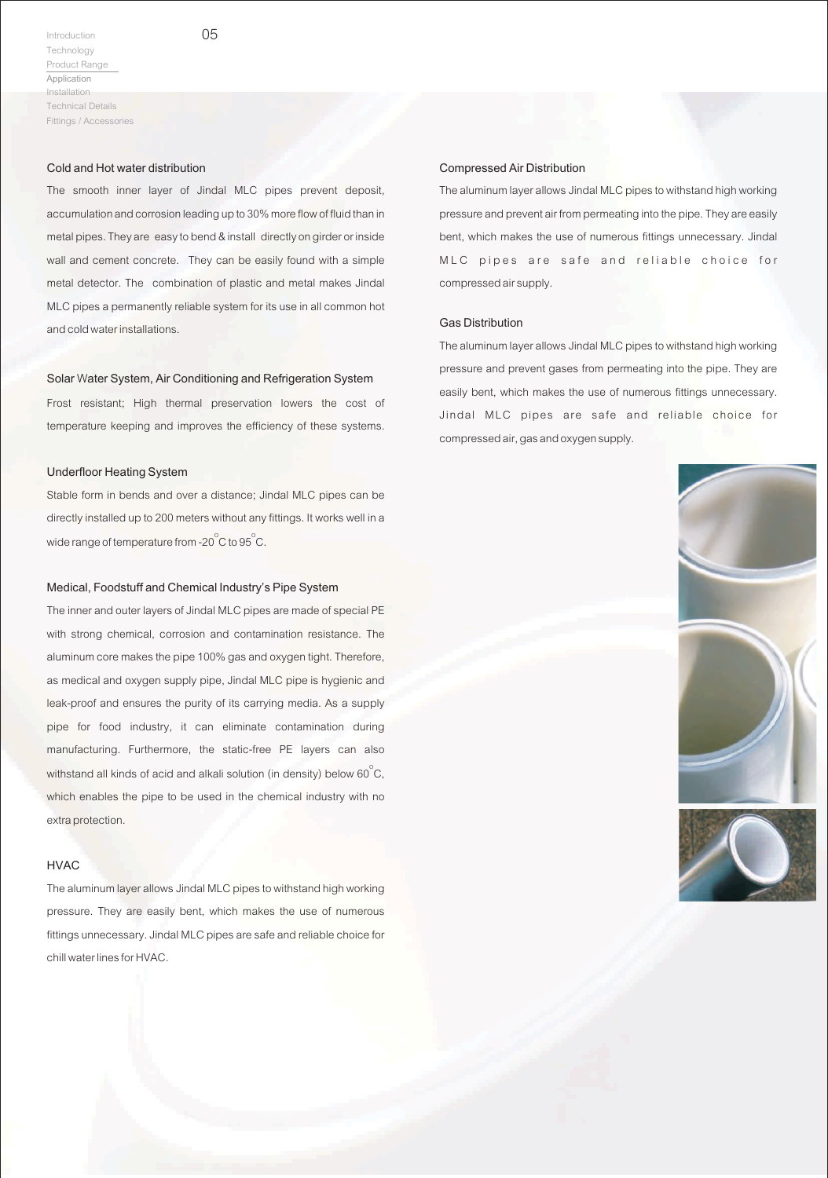## Cold and Hot water distribution

The smooth inner layer of Jindal MLC pipes prevent deposit, accumulation and corrosion leading up to 30% more flow of fluid than in metal pipes. They are easy to bend & install directly on girder or inside wall and cement concrete. They can be easily found with a simple metal detector. The combination of plastic and metal makes Jindal MLC pipes a permanently reliable system for its use in all common hot and cold water installations.

## Solar Water System, Air Conditioning and Refrigeration System

Frost resistant; High thermal preservation lowers the cost of temperature keeping and improves the efficiency of these systems.

## Underfloor Heating System

Stable form in bends and over a distance; Jindal MLC pipes can be directly installed up to 200 meters without any fittings. It works well in a wide range of temperature from -20°C to 95°C.

## Medical, Foodstuff and Chemical Industry's Pipe System

The inner and outer layers of Jindal MLC pipes are made of special PE with strong chemical, corrosion and contamination resistance. The aluminum core makes the pipe 100% gas and oxygen tight. Therefore, as medical and oxygen supply pipe, Jindal MLC pipe is hygienic and leak-proof and ensures the purity of its carrying media. As a supply pipe for food industry, it can eliminate contamination during manufacturing. Furthermore, the static-free PE layers can also withstand all kinds of acid and alkali solution (in density) below 60°C, which enables the pipe to be used in the chemical industry with no extra protection.

## HVAC

The aluminum layer allows Jindal MLC pipes to withstand high working pressure. They are easily bent, which makes the use of numerous fittings unnecessary. Jindal MLC pipes are safe and reliable choice for chill water lines for HVAC.

## Compressed Air Distribution

The aluminum layer allows Jindal MLC pipes to withstand high working pressure and prevent air from permeating into the pipe. They are easily bent, which makes the use of numerous fittings unnecessary. Jindal MLC pipes are safe and reliable choice for compressed air supply.

## Gas Distribution

The aluminum layer allows Jindal MLC pipes to withstand high working pressure and prevent gases from permeating into the pipe. They are easily bent, which makes the use of numerous fittings unnecessary. Jindal MLC pipes are safe and reliable choice for compressed air, gas and oxygen supply.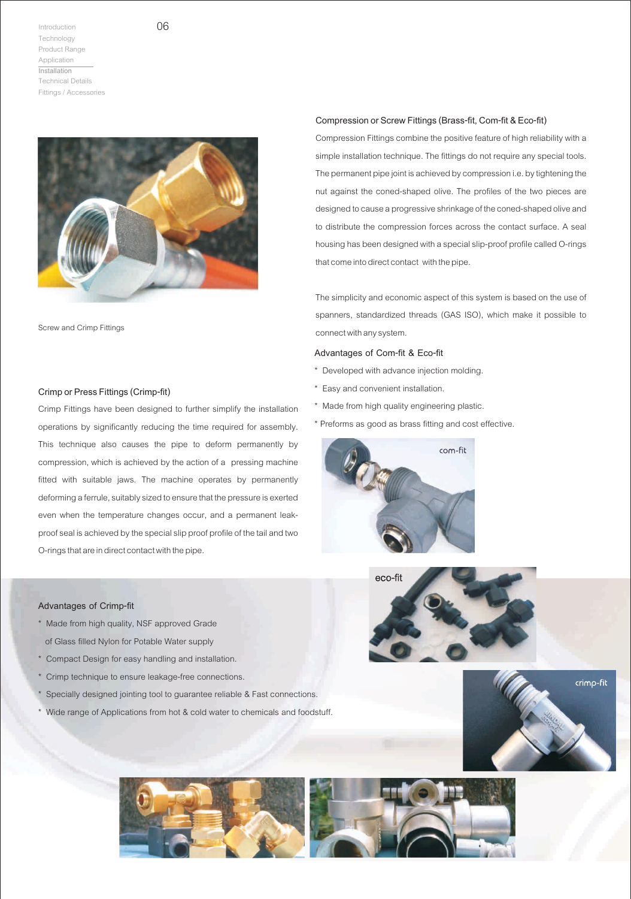Screw and Crimp Fittings

## Crimp or Press Fittings (Crimp-fit)

Crimp Fittings have been designed to further simplify the installation operations by significantly reducing the time required for assembly. This technique also causes the pipe to deform permanently by compression, which is achieved by the action of a pressing machine fitted with suitable jaws. The machine operates by permanently deforming a ferrule, suitably sized to ensure that the pressure is exerted even when the temperature changes occur, and a permanent leak-proof seal is achieved by the special slip proof profile of the tail and two O-rings that are in direct contact with the pipe.

## Compression or Screw Fittings (Brass-fit, Com-fit & Eco-fit)

Compression Fittings combine the positive feature of high reliability with a simple installation technique. The fittings do not require any special tools. The permanent pipe joint is achieved by compression i.e. by tightening the nut against the coned-shaped olive. The profiles of the two pieces are designed to cause a progressive shrinkage of the coned-shaped olive and to distribute the compression forces across the contact surface. A seal housing has been designed with a special slip-proof profile called O-rings that come into direct contact with the pipe.

The simplicity and economic aspect of this system is based on the use of spanners, standardized threads (GAS ISO), which make it possible to connect with any system.

### Advantages of Com-fit & Eco-fit

* Developed with advance injection molding.
* Easy and convenient installation.
* Made from high quality engineering plastic.
* Preforms as good as brass fitting and cost effective.

com-fit

eco-fit

### Advantages of Crimp-fit

* Made from high quality, NSF approved Grade of Glass filled Nylon for Potable Water supply
* Compact Design for easy handling and installation.
* Crimp technique to ensure leakage-free connections.
* Specially designed jointing tool to guarantee reliable & Fast connections.
* Wide range of Applications from hot & cold water to chemicals and foodstuff.

crimp-fit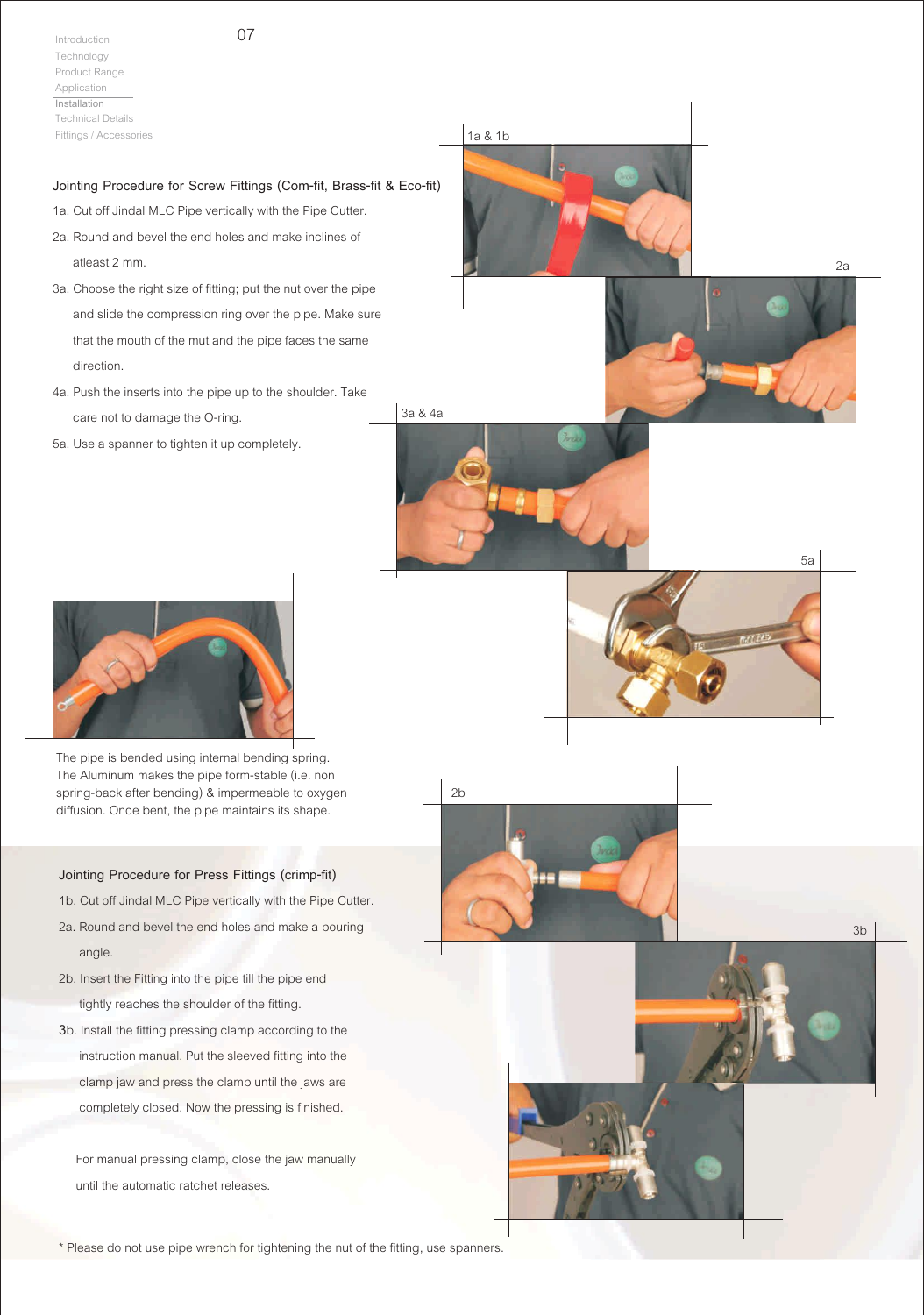## Jointing Procedure for Screw Fittings (Com-fit, Brass-fit & Eco-fit)

1a. Cut off Jindal MLC Pipe vertically with the Pipe Cutter.

2a. Round and bevel the end holes and make inclines of atleast 2 mm.

3a. Choose the right size of fitting; put the nut over the pipe and slide the compression ring over the pipe. Make sure that the mouth of the mut and the pipe faces the same direction.

4a. Push the inserts into the pipe up to the shoulder. Take care not to damage the O-ring.

5a. Use a spanner to tighten it up completely.

1a & 1b

2a

3a & 4a

5a

The pipe is bended using internal bending spring. The Aluminum makes the pipe form-stable (i.e. non spring-back after bending) & impermeable to oxygen diffusion. Once bent, the pipe maintains its shape.

## Jointing Procedure for Press Fittings (crimp-fit)

1b. Cut off Jindal MLC Pipe vertically with the Pipe Cutter.

2a. Round and bevel the end holes and make a pouring angle.

2b. Insert the Fitting into the pipe till the pipe end tightly reaches the shoulder of the fitting.

3b. Install the fitting pressing clamp according to the instruction manual. Put the sleeved fitting into the clamp jaw and press the clamp until the jaws are completely closed. Now the pressing is finished.

For manual pressing clamp, close the jaw manually until the automatic ratchet releases.

2b

3b

* Please do not use pipe wrench for tightening the nut of the fitting, use spanners.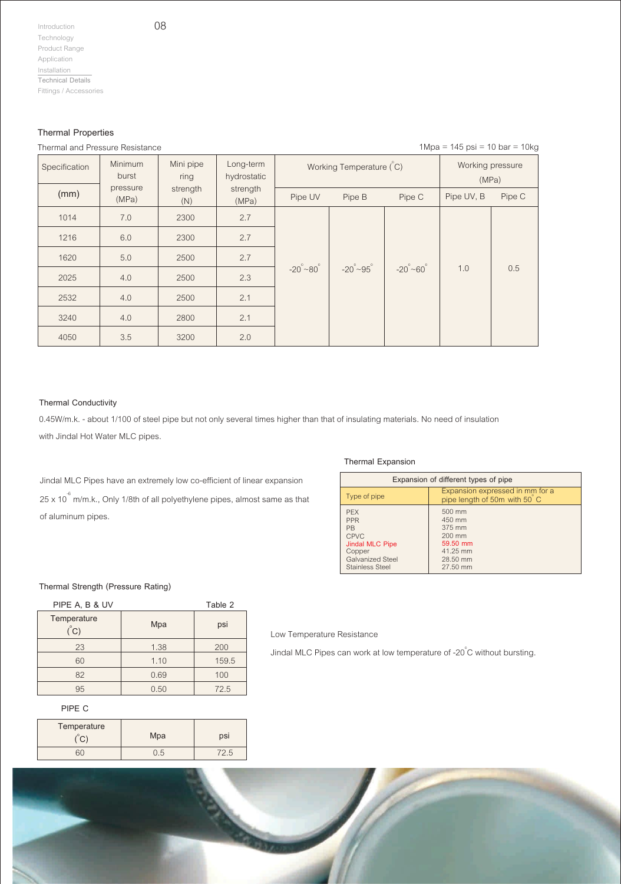## Thermal Properties

Thermal and Pressure Resistance

1Mpa = 145 psi = 10 bar = 10kg

| Specification (mm) | Minimum burst pressure (MPa) | Mini pipe ring strength (N) | Long-term hydrostatic strength (MPa) | Working Temperature (°C) | | | Working pressure (MPa) | |
|---|---|---|---|---|---|---|---|---|
| | | | | Pipe UV | Pipe B | Pipe C | Pipe UV, B | Pipe C |
| 1014 | 7.0 | 2300 | 2.7 | -20°~80° | -20°~95° | -20°~60° | 1.0 | 0.5 |
| 1216 | 6.0 | 2300 | 2.7 | | | | | |
| 1620 | 5.0 | 2500 | 2.7 | | | | | |
| 2025 | 4.0 | 2500 | 2.3 | | | | | |
| 2532 | 4.0 | 2500 | 2.1 | | | | | |
| 3240 | 4.0 | 2800 | 2.1 | | | | | |
| 4050 | 3.5 | 3200 | 2.0 | | | | | |

### Thermal Conductivity

0.45W/m.k. - about 1/100 of steel pipe but not only several times higher than that of insulating materials. No need of insulation with Jindal Hot Water MLC pipes.

### Thermal Expansion

Jindal MLC Pipes have an extremely low co-efficient of linear expansion $25 \times 10^{-6}$ m/m.k., Only 1/8th of all polyethylene pipes, almost same as that of aluminum pipes.

Expansion of different types of pipe

| Type of pipe | Expansion expressed in mm for a pipe length of 50m with 50°C |
|---|---|
| PEX | 500 mm |
| PPR | 450 mm |
| PB | 375 mm |
| CPVC | 200 mm |
| Jindal MLC Pipe | 59.50 mm |
| Copper | 41.25 mm |
| Galvanized Steel | 28.50 mm |
| Stainless Steel | 27.50 mm |

### Thermal Strength (Pressure Rating)

PIPE A, B & UV — Table 2

| Temperature (°C) | Mpa | psi |
|---|---|---|
| 23 | 1.38 | 200 |
| 60 | 1.10 | 159.5 |
| 82 | 0.69 | 100 |
| 95 | 0.50 | 72.5 |

PIPE C

| Temperature (°C) | Mpa | psi |
|---|---|---|
| 60 | 0.5 | 72.5 |

### Low Temperature Resistance

Jindal MLC Pipes can work at low temperature of -20°C without bursting.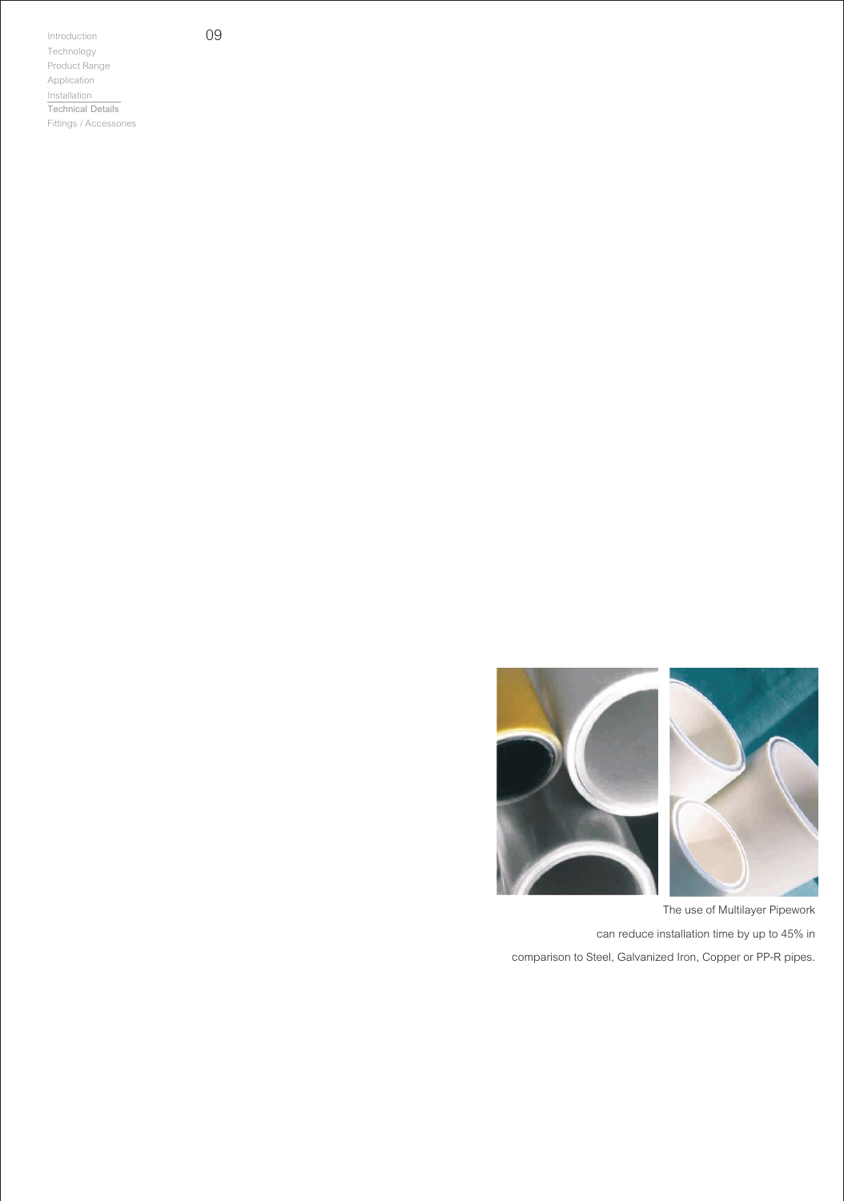The use of Multilayer Pipework

can reduce installation time by up to 45% in

comparison to Steel, Galvanized Iron, Copper or PP-R pipes.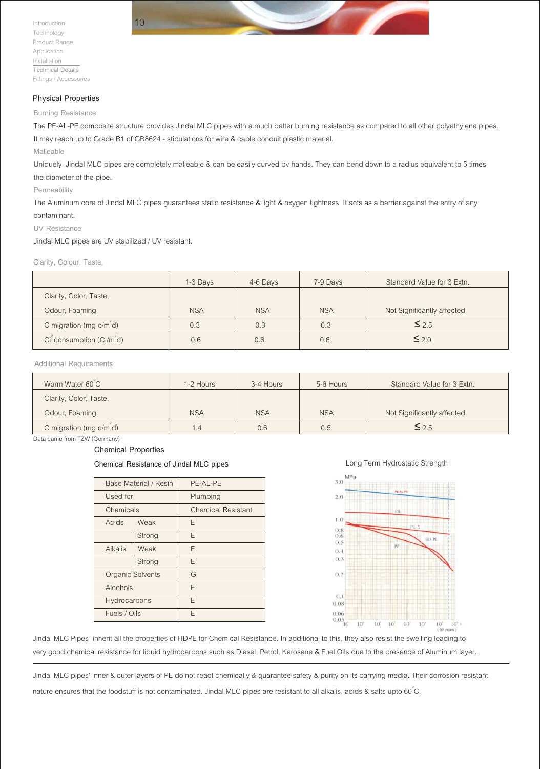## Physical Properties

### Burning Resistance

The PE-AL-PE composite structure provides Jindal MLC pipes with a much better burning resistance as compared to all other polyethylene pipes. It may reach up to Grade B1 of GB8624 - stipulations for wire & cable conduit plastic material.

### Malleable

Uniquely, Jindal MLC pipes are completely malleable & can be easily curved by hands. They can bend down to a radius equivalent to 5 times the diameter of the pipe.

### Permeability

The Aluminum core of Jindal MLC pipes guarantees static resistance & light & oxygen tightness. It acts as a barrier against the entry of any contaminant.

### UV Resistance

Jindal MLC pipes are UV stabilized / UV resistant.

### Clarity, Colour, Taste,

| | 1-3 Days | 4-6 Days | 7-9 Days | Standard Value for 3 Extn. |
|---|---|---|---|---|
| Clarity, Color, Taste, Odour, Foaming | NSA | NSA | NSA | Not Significantly affected |
| C migration (mg c/m$^2$d) | 0.3 | 0.3 | 0.3 | ≤ 2.5 |
| Ci$^2$ consumption (Cl/m$^2$d) | 0.6 | 0.6 | 0.6 | ≤ 2.0 |

### Additional Requirements

| Warm Water 60°C | 1-2 Hours | 3-4 Hours | 5-6 Hours | Standard Value for 3 Extn. |
|---|---|---|---|---|
| Clarity, Color, Taste, Odour, Foaming | NSA | NSA | NSA | Not Significantly affected |
| C migration (mg c/m$^2$d) | 1.4 | 0.6 | 0.5 | ≤ 2.5 |

Data came from TZW (Germany)

## Chemical Properties

**Chemical Resistance of Jindal MLC pipes**

| Base Material / Resin | | PE-AL-PE |
|---|---|---|
| Used for | | Plumbing |
| Chemicals | | Chemical Resistant |
| Acids | Weak | E |
| | Strong | E |
| Alkalis | Weak | E |
| | Strong | E |
| Organic Solvents | | G |
| Alcohols | | E |
| Hydrocarbons | | E |
| Fuels / Oils | | E |

Long Term Hydrostatic Strength

Jindal MLC Pipes inherit all the properties of HDPE for Chemical Resistance. In additional to this, they also resist the swelling leading to very good chemical resistance for liquid hydrocarbons such as Diesel, Petrol, Kerosene & Fuel Oils due to the presence of Aluminum layer.

---

Jindal MLC pipes' inner & outer layers of PE do not react chemically & guarantee safety & purity on its carrying media. Their corrosion resistant nature ensures that the foodstuff is not contaminated. Jindal MLC pipes are resistant to all alkalis, acids & salts upto 60°C.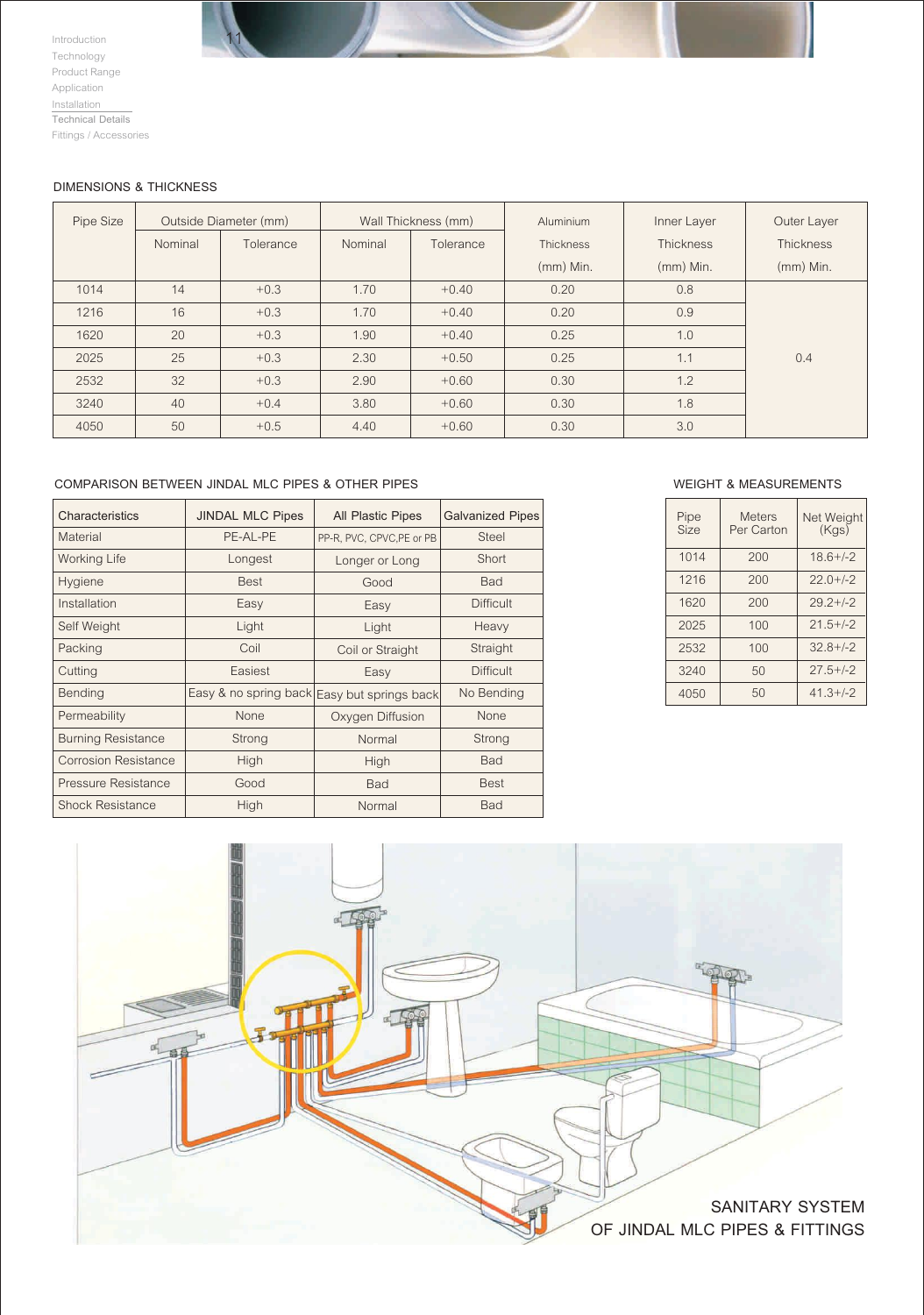## DIMENSIONS & THICKNESS

| Pipe Size | Outside Diameter (mm) | | Wall Thickness (mm) | | Aluminium Thickness (mm) Min. | Inner Layer Thickness (mm) Min. | Outer Layer Thickness (mm) Min. |
|---|---|---|---|---|---|---|---|
| | Nominal | Tolerance | Nominal | Tolerance | | | |
| 1014 | 14 | +0.3 | 1.70 | +0.40 | 0.20 | 0.8 | 0.4 |
| 1216 | 16 | +0.3 | 1.70 | +0.40 | 0.20 | 0.9 | |
| 1620 | 20 | +0.3 | 1.90 | +0.40 | 0.25 | 1.0 | |
| 2025 | 25 | +0.3 | 2.30 | +0.50 | 0.25 | 1.1 | |
| 2532 | 32 | +0.3 | 2.90 | +0.60 | 0.30 | 1.2 | |
| 3240 | 40 | +0.4 | 3.80 | +0.60 | 0.30 | 1.8 | |
| 4050 | 50 | +0.5 | 4.40 | +0.60 | 0.30 | 3.0 | |

## COMPARISON BETWEEN JINDAL MLC PIPES & OTHER PIPES

| Characteristics | JINDAL MLC Pipes | All Plastic Pipes | Galvanized Pipes |
|---|---|---|---|
| Material | PE-AL-PE | PP-R, PVC, CPVC,PE or PB | Steel |
| Working Life | Longest | Longer or Long | Short |
| Hygiene | Best | Good | Bad |
| Installation | Easy | Easy | Difficult |
| Self Weight | Light | Light | Heavy |
| Packing | Coil | Coil or Straight | Straight |
| Cutting | Easiest | Easy | Difficult |
| Bending | Easy & no spring back | Easy but springs back | No Bending |
| Permeability | None | Oxygen Diffusion | None |
| Burning Resistance | Strong | Normal | Strong |
| Corrosion Resistance | High | High | Bad |
| Pressure Resistance | Good | Bad | Best |
| Shock Resistance | High | Normal | Bad |

## WEIGHT & MEASUREMENTS

| Pipe Size | Meters Per Carton | Net Weight (Kgs) |
|---|---|---|
| 1014 | 200 | 18.6+/-2 |
| 1216 | 200 | 22.0+/-2 |
| 1620 | 200 | 29.2+/-2 |
| 2025 | 100 | 21.5+/-2 |
| 2532 | 100 | 32.8+/-2 |
| 3240 | 50 | 27.5+/-2 |
| 4050 | 50 | 41.3+/-2 |

SANITARY SYSTEM
OF JINDAL MLC PIPES & FITTINGS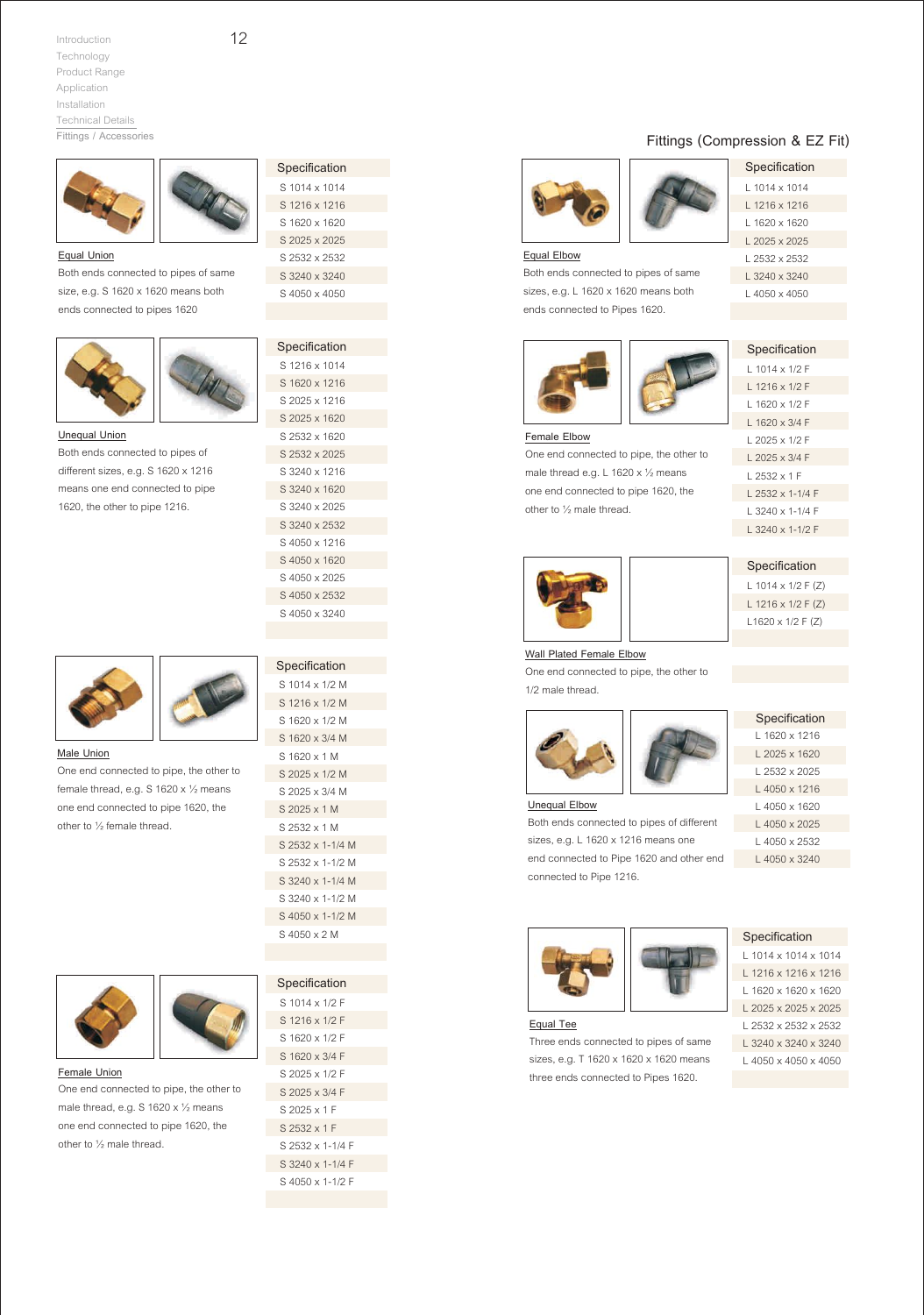## Fittings (Compression & EZ Fit)

### Equal Union

Both ends connected to pipes of same size, e.g. S 1620 x 1620 means both ends connected to pipes 1620

| Specification |
| --- |
| S 1014 x 1014 |
| S 1216 x 1216 |
| S 1620 x 1620 |
| S 2025 x 2025 |
| S 2532 x 2532 |
| S 3240 x 3240 |
| S 4050 x 4050 |

### Unequal Union

Both ends connected to pipes of different sizes, e.g. S 1620 x 1216 means one end connected to pipe 1620, the other to pipe 1216.

| Specification |
| --- |
| S 1216 x 1014 |
| S 1620 x 1216 |
| S 2025 x 1216 |
| S 2025 x 1620 |
| S 2532 x 1620 |
| S 2532 x 2025 |
| S 3240 x 1216 |
| S 3240 x 1620 |
| S 3240 x 2025 |
| S 3240 x 2532 |
| S 4050 x 1216 |
| S 4050 x 1620 |
| S 4050 x 2025 |
| S 4050 x 2532 |
| S 4050 x 3240 |

### Male Union

One end connected to pipe, the other to female thread, e.g. S 1620 x ½ means one end connected to pipe 1620, the other to ½ female thread.

| Specification |
| --- |
| S 1014 x 1/2 M |
| S 1216 x 1/2 M |
| S 1620 x 1/2 M |
| S 1620 x 3/4 M |
| S 1620 x 1 M |
| S 2025 x 1/2 M |
| S 2025 x 3/4 M |
| S 2025 x 1 M |
| S 2532 x 1 M |
| S 2532 x 1-1/4 M |
| S 2532 x 1-1/2 M |
| S 3240 x 1-1/4 M |
| S 3240 x 1-1/2 M |
| S 4050 x 1-1/2 M |
| S 4050 x 2 M |

### Female Union

One end connected to pipe, the other to male thread, e.g. S 1620 x ½ means one end connected to pipe 1620, the other to ½ male thread.

| Specification |
| --- |
| S 1014 x 1/2 F |
| S 1216 x 1/2 F |
| S 1620 x 1/2 F |
| S 1620 x 3/4 F |
| S 2025 x 1/2 F |
| S 2025 x 3/4 F |
| S 2025 x 1 F |
| S 2532 x 1 F |
| S 2532 x 1-1/4 F |
| S 3240 x 1-1/4 F |
| S 4050 x 1-1/2 F |

### Equal Elbow

Both ends connected to pipes of same sizes, e.g. L 1620 x 1620 means both ends connected to Pipes 1620.

| Specification |
| --- |
| L 1014 x 1014 |
| L 1216 x 1216 |
| L 1620 x 1620 |
| L 2025 x 2025 |
| L 2532 x 2532 |
| L 3240 x 3240 |
| L 4050 x 4050 |

### Female Elbow

One end connected to pipe, the other to male thread e.g. L 1620 x ½ means one end connected to pipe 1620, the other to ½ male thread.

| Specification |
| --- |
| L 1014 x 1/2 F |
| L 1216 x 1/2 F |
| L 1620 x 1/2 F |
| L 1620 x 3/4 F |
| L 2025 x 1/2 F |
| L 2025 x 3/4 F |
| L 2532 x 1 F |
| L 2532 x 1-1/4 F |
| L 3240 x 1-1/4 F |
| L 3240 x 1-1/2 F |

### Wall Plated Female Elbow

One end connected to pipe, the other to 1/2 male thread.

| Specification |
| --- |
| L 1014 x 1/2 F (Z) |
| L 1216 x 1/2 F (Z) |
| L1620 x 1/2 F (Z) |

### Unequal Elbow

Both ends connected to pipes of different sizes, e.g. L 1620 x 1216 means one end connected to Pipe 1620 and other end connected to Pipe 1216.

| Specification |
| --- |
| L 1620 x 1216 |
| L 2025 x 1620 |
| L 2532 x 2025 |
| L 4050 x 1216 |
| L 4050 x 1620 |
| L 4050 x 2025 |
| L 4050 x 2532 |
| L 4050 x 3240 |

### Equal Tee

Three ends connected to pipes of same sizes, e.g. T 1620 x 1620 x 1620 means three ends connected to Pipes 1620.

| Specification |
| --- |
| L 1014 x 1014 x 1014 |
| L 1216 x 1216 x 1216 |
| L 1620 x 1620 x 1620 |
| L 2025 x 2025 x 2025 |
| L 2532 x 2532 x 2532 |
| L 3240 x 3240 x 3240 |
| L 4050 x 4050 x 4050 |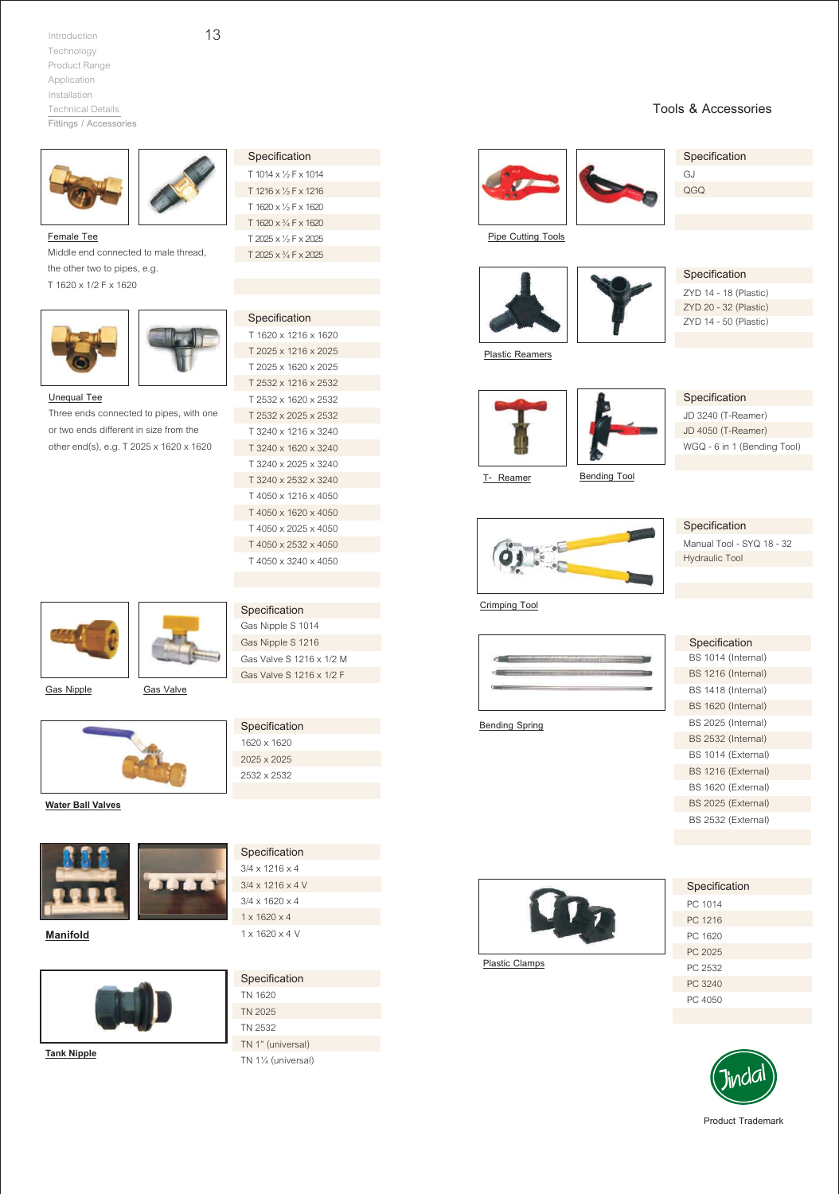Introduction
Technology
Product Range
Application
Installation
Technical Details
Fittings / Accessories

## Tools & Accessories

**Female Tee**

Middle end connected to male thread, the other two to pipes, e.g. T 1620 x 1/2 F x 1620

| Specification |
|---|
| T 1014 x ½ F x 1014 |
| T 1216 x ½ F x 1216 |
| T 1620 x ½ F x 1620 |
| T 1620 x ¾ F x 1620 |
| T 2025 x ½ F x 2025 |
| T 2025 x ¾ F x 2025 |

**Unequal Tee**

Three ends connected to pipes, with one or two ends different in size from the other end(s), e.g. T 2025 x 1620 x 1620

| Specification |
|---|
| T 1620 x 1216 x 1620 |
| T 2025 x 1216 x 2025 |
| T 2025 x 1620 x 2025 |
| T 2532 x 1216 x 2532 |
| T 2532 x 1620 x 2532 |
| T 2532 x 2025 x 2532 |
| T 3240 x 1216 x 3240 |
| T 3240 x 1620 x 3240 |
| T 3240 x 2025 x 3240 |
| T 3240 x 2532 x 3240 |
| T 4050 x 1216 x 4050 |
| T 4050 x 1620 x 4050 |
| T 4050 x 2025 x 4050 |
| T 4050 x 2532 x 4050 |
| T 4050 x 3240 x 4050 |

**Gas Nipple** / **Gas Valve**

| Specification |
|---|
| Gas Nipple S 1014 |
| Gas Nipple S 1216 |
| Gas Valve S 1216 x 1/2 M |
| Gas Valve S 1216 x 1/2 F |

**Water Ball Valves**

| Specification |
|---|
| 1620 x 1620 |
| 2025 x 2025 |
| 2532 x 2532 |

**Manifold**

| Specification |
|---|
| 3/4 x 1216 x 4 |
| 3/4 x 1216 x 4 V |
| 3/4 x 1620 x 4 |
| 1 x 1620 x 4 |
| 1 x 1620 x 4 V |

**Tank Nipple**

| Specification |
|---|
| TN 1620 |
| TN 2025 |
| TN 2532 |
| TN 1" (universal) |
| TN 1¼ (universal) |

**Pipe Cutting Tools**

| Specification |
|---|
| GJ |
| QGQ |

**Plastic Reamers**

| Specification |
|---|
| ZYD 14 - 18 (Plastic) |
| ZYD 20 - 32 (Plastic) |
| ZYD 14 - 50 (Plastic) |

**T- Reamer** / **Bending Tool**

| Specification |
|---|
| JD 3240 (T-Reamer) |
| JD 4050 (T-Reamer) |
| WGQ - 6 in 1 (Bending Tool) |

**Crimping Tool**

| Specification |
|---|
| Manual Tool - SYQ 18 - 32 |
| Hydraulic Tool |

**Bending Spring**

| Specification |
|---|
| BS 1014 (Internal) |
| BS 1216 (Internal) |
| BS 1418 (Internal) |
| BS 1620 (Internal) |
| BS 2025 (Internal) |
| BS 2532 (Internal) |
| BS 1014 (External) |
| BS 1216 (External) |
| BS 1620 (External) |
| BS 2025 (External) |
| BS 2532 (External) |

**Plastic Clamps**

| Specification |
|---|
| PC 1014 |
| PC 1216 |
| PC 1620 |
| PC 2025 |
| PC 2532 |
| PC 3240 |
| PC 4050 |

Jindal

Product Trademark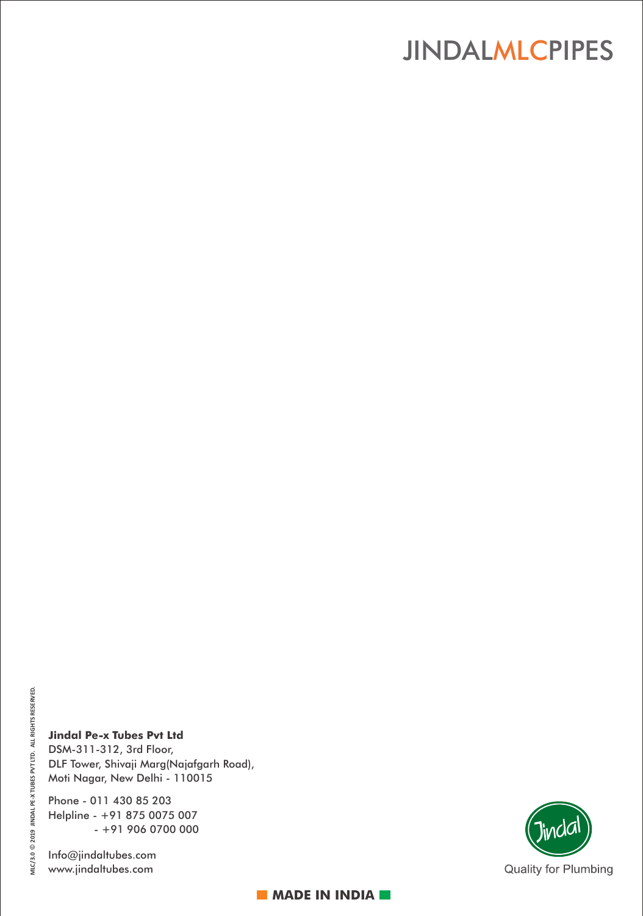# JINDALMLCPIPES

MLC/3.0 © 2019 JINDAL PE-X TUBES PVT LTD. ALL RIGHTS RESERVED.

**Jindal Pe-x Tubes Pvt Ltd**
DSM-311-312, 3rd Floor,
DLF Tower, Shivaji Marg(Najafgarh Road),
Moti Nagar, New Delhi - 110015

Phone - 011 430 85 203
Helpline - +91 875 0075 007
- +91 906 0700 000

Info@jindaltubes.com
www.jindaltubes.com

Jindal
Quality for Plumbing

**MADE IN INDIA**